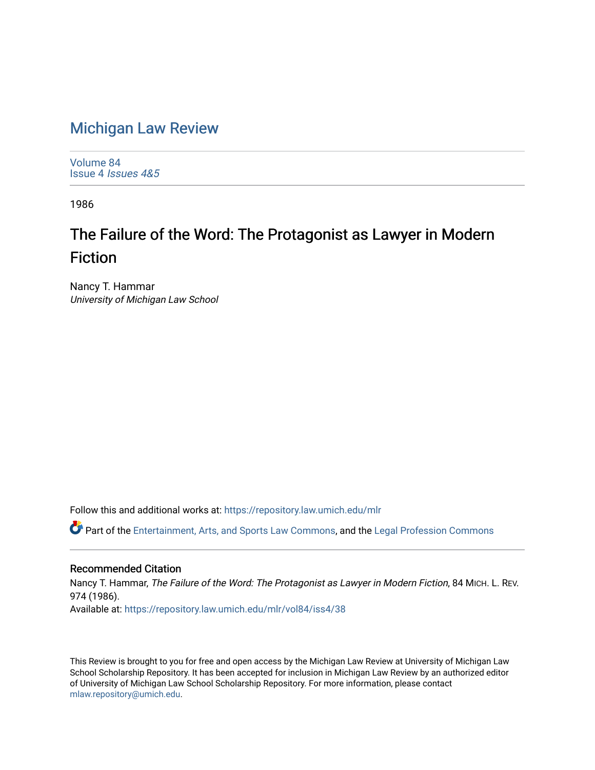# Michigan Law Review

Volume 84
Issue 4 *Issues 4&5*

1986

## The Failure of the Word: The Protagonist as Lawyer in Modern Fiction

Nancy T. Hammar
*University of Michigan Law School*

Follow this and additional works at: https://repository.law.umich.edu/mlr

Part of the Entertainment, Arts, and Sports Law Commons, and the Legal Profession Commons

### Recommended Citation

Nancy T. Hammar, *The Failure of the Word: The Protagonist as Lawyer in Modern Fiction*, 84 MICH. L. REV. 974 (1986).
Available at: https://repository.law.umich.edu/mlr/vol84/iss4/38

This Review is brought to you for free and open access by the Michigan Law Review at University of Michigan Law School Scholarship Repository. It has been accepted for inclusion in Michigan Law Review by an authorized editor of University of Michigan Law School Scholarship Repository. For more information, please contact mlaw.repository@umich.edu.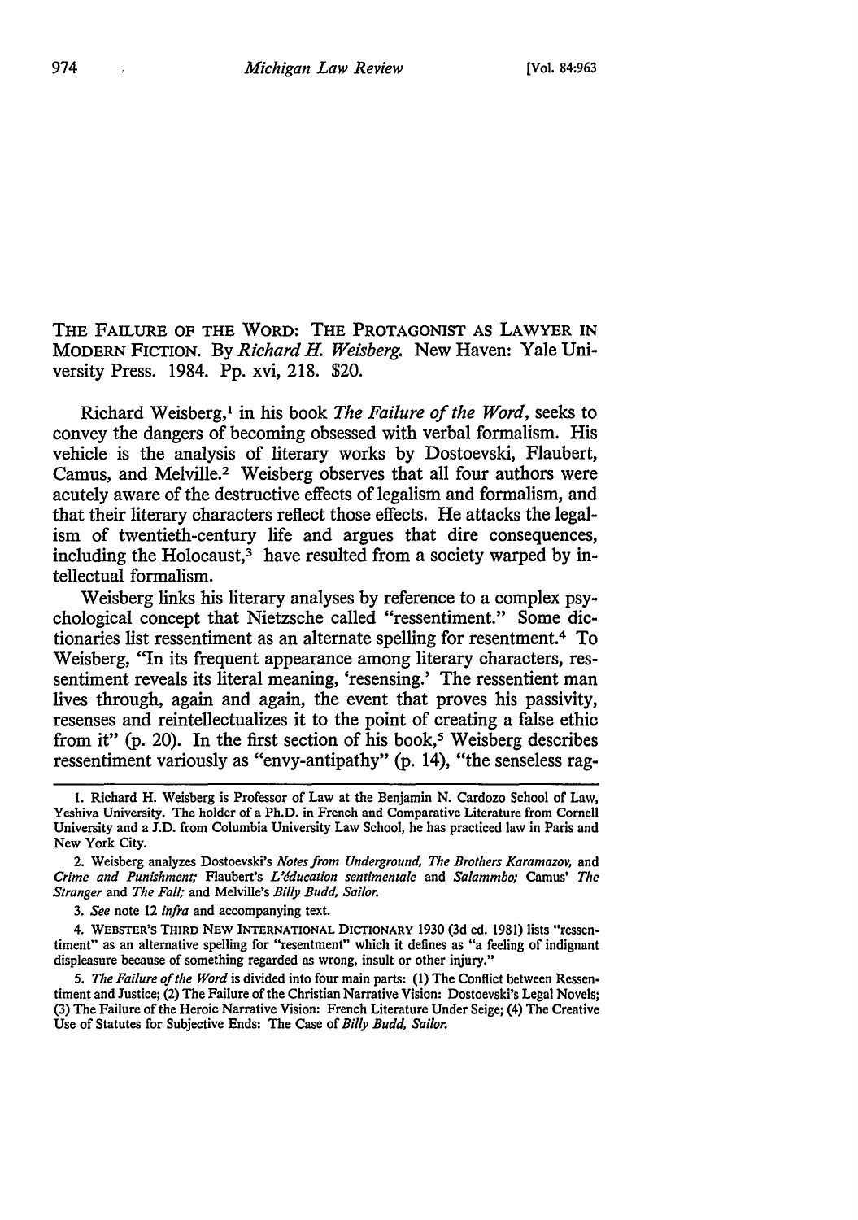THE FAILURE OF THE WORD: THE PROTAGONIST AS LAWYER IN MODERN FICTION. By *Richard H. Weisberg*. New Haven: Yale University Press. 1984. Pp. xvi, 218. $20.

Richard Weisberg,[1] in his book *The Failure of the Word*, seeks to convey the dangers of becoming obsessed with verbal formalism. His vehicle is the analysis of literary works by Dostoevski, Flaubert, Camus, and Melville.[2] Weisberg observes that all four authors were acutely aware of the destructive effects of legalism and formalism, and that their literary characters reflect those effects. He attacks the legalism of twentieth-century life and argues that dire consequences, including the Holocaust,[3] have resulted from a society warped by intellectual formalism.

Weisberg links his literary analyses by reference to a complex psychological concept that Nietzsche called "ressentiment." Some dictionaries list ressentiment as an alternate spelling for resentment.[4] To Weisberg, "In its frequent appearance among literary characters, ressentiment reveals its literal meaning, 'resensing.' The ressentient man lives through, again and again, the event that proves his passivity, resenses and reintellectualizes it to the point of creating a false ethic from it" (p. 20). In the first section of his book,[5] Weisberg describes ressentiment variously as "envy-antipathy" (p. 14), "the senseless rag-

---

1. Richard H. Weisberg is Professor of Law at the Benjamin N. Cardozo School of Law, Yeshiva University. The holder of a Ph.D. in French and Comparative Literature from Cornell University and a J.D. from Columbia University Law School, he has practiced law in Paris and New York City.

2. Weisberg analyzes Dostoevski's *Notes from Underground, The Brothers Karamazov*, and *Crime and Punishment;* Flaubert's *L'éducation sentimentale* and *Salammbo;* Camus' *The Stranger* and *The Fall;* and Melville's *Billy Budd, Sailor.*

3. *See* note 12 *infra* and accompanying text.

4. WEBSTER'S THIRD NEW INTERNATIONAL DICTIONARY 1930 (3d ed. 1981) lists "ressentiment" as an alternative spelling for "resentment" which it defines as "a feeling of indignant displeasure because of something regarded as wrong, insult or other injury."

5. *The Failure of the Word* is divided into four main parts: (1) The Conflict between Ressentiment and Justice; (2) The Failure of the Christian Narrative Vision: Dostoevski's Legal Novels; (3) The Failure of the Heroic Narrative Vision: French Literature Under Seige; (4) The Creative Use of Statutes for Subjective Ends: The Case of *Billy Budd, Sailor.*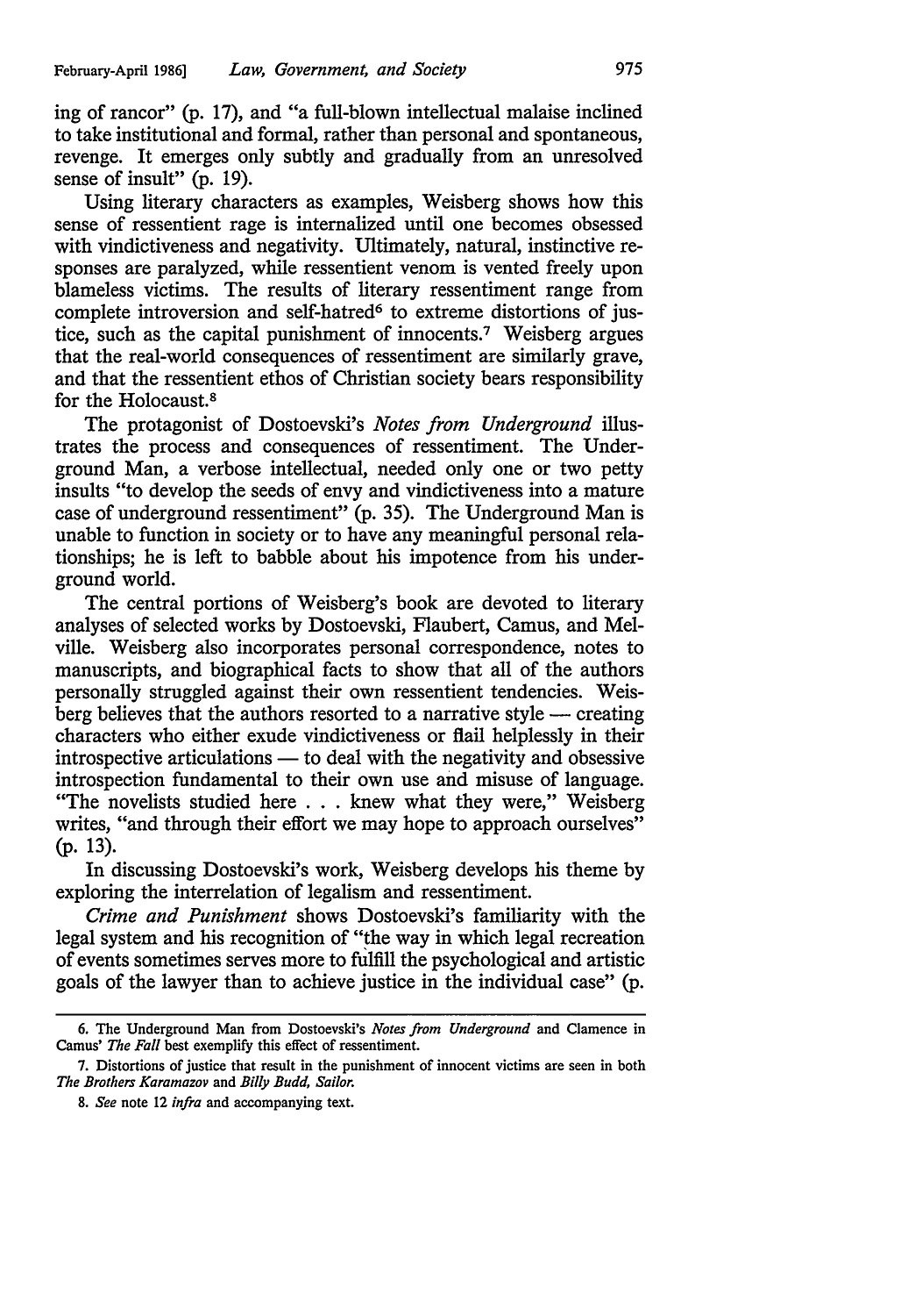ing of rancor" (p. 17), and "a full-blown intellectual malaise inclined to take institutional and formal, rather than personal and spontaneous, revenge. It emerges only subtly and gradually from an unresolved sense of insult" (p. 19).

Using literary characters as examples, Weisberg shows how this sense of ressentient rage is internalized until one becomes obsessed with vindictiveness and negativity. Ultimately, natural, instinctive responses are paralyzed, while ressentient venom is vented freely upon blameless victims. The results of literary ressentiment range from complete introversion and self-hatred[6] to extreme distortions of justice, such as the capital punishment of innocents.[7] Weisberg argues that the real-world consequences of ressentiment are similarly grave, and that the ressentient ethos of Christian society bears responsibility for the Holocaust.[8]

The protagonist of Dostoevski's *Notes from Underground* illustrates the process and consequences of ressentiment. The Underground Man, a verbose intellectual, needed only one or two petty insults "to develop the seeds of envy and vindictiveness into a mature case of underground ressentiment" (p. 35). The Underground Man is unable to function in society or to have any meaningful personal relationships; he is left to babble about his impotence from his underground world.

The central portions of Weisberg's book are devoted to literary analyses of selected works by Dostoevski, Flaubert, Camus, and Melville. Weisberg also incorporates personal correspondence, notes to manuscripts, and biographical facts to show that all of the authors personally struggled against their own ressentient tendencies. Weisberg believes that the authors resorted to a narrative style — creating characters who either exude vindictiveness or flail helplessly in their introspective articulations — to deal with the negativity and obsessive introspection fundamental to their own use and misuse of language. "The novelists studied here . . . knew what they were," Weisberg writes, "and through their effort we may hope to approach ourselves" (p. 13).

In discussing Dostoevski's work, Weisberg develops his theme by exploring the interrelation of legalism and ressentiment.

*Crime and Punishment* shows Dostoevski's familiarity with the legal system and his recognition of "the way in which legal recreation of events sometimes serves more to fulfill the psychological and artistic goals of the lawyer than to achieve justice in the individual case" (p.

6. The Underground Man from Dostoevski's *Notes from Underground* and Clamence in Camus' *The Fall* best exemplify this effect of ressentiment.

7. Distortions of justice that result in the punishment of innocent victims are seen in both *The Brothers Karamazov* and *Billy Budd, Sailor.*

8. *See* note 12 *infra* and accompanying text.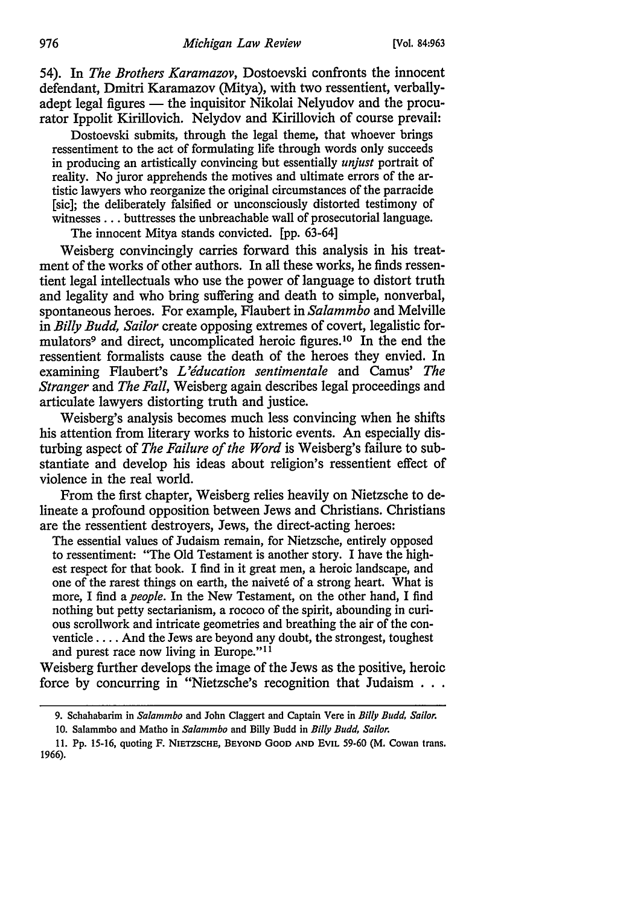54). In *The Brothers Karamazov*, Dostoevski confronts the innocent defendant, Dmitri Karamazov (Mitya), with two ressentient, verbally-adept legal figures — the inquisitor Nikolai Nelyudov and the procurator Ippolit Kirillovich. Nelydov and Kirillovich of course prevail:

> Dostoevski submits, through the legal theme, that whoever brings ressentiment to the act of formulating life through words only succeeds in producing an artistically convincing but essentially *unjust* portrait of reality. No juror apprehends the motives and ultimate errors of the artistic lawyers who reorganize the original circumstances of the parracide [sic]; the deliberately falsified or unconsciously distorted testimony of witnesses . . . buttresses the unbreachable wall of prosecutorial language.
>
> The innocent Mitya stands convicted. [pp. 63-64]

Weisberg convincingly carries forward this analysis in his treatment of the works of other authors. In all these works, he finds ressentient legal intellectuals who use the power of language to distort truth and legality and who bring suffering and death to simple, nonverbal, spontaneous heroes. For example, Flaubert in *Salammbo* and Melville in *Billy Budd, Sailor* create opposing extremes of covert, legalistic formulators[9] and direct, uncomplicated heroic figures.[10] In the end the ressentient formalists cause the death of the heroes they envied. In examining Flaubert's *L'éducation sentimentale* and Camus' *The Stranger* and *The Fall*, Weisberg again describes legal proceedings and articulate lawyers distorting truth and justice.

Weisberg's analysis becomes much less convincing when he shifts his attention from literary works to historic events. An especially disturbing aspect of *The Failure of the Word* is Weisberg's failure to substantiate and develop his ideas about religion's ressentient effect of violence in the real world.

From the first chapter, Weisberg relies heavily on Nietzsche to delineate a profound opposition between Jews and Christians. Christians are the ressentient destroyers, Jews, the direct-acting heroes:

> The essential values of Judaism remain, for Nietzsche, entirely opposed to ressentiment: "The Old Testament is another story. I have the highest respect for that book. I find in it great men, a heroic landscape, and one of the rarest things on earth, the naiveté of a strong heart. What is more, I find a *people*. In the New Testament, on the other hand, I find nothing but petty sectarianism, a rococo of the spirit, abounding in curious scrollwork and intricate geometries and breathing the air of the conventicle . . . . And the Jews are beyond any doubt, the strongest, toughest and purest race now living in Europe."[11]

Weisberg further develops the image of the Jews as the positive, heroic force by concurring in "Nietzsche's recognition that Judaism . . .

---

9. Schahabarim in *Salammbo* and John Claggert and Captain Vere in *Billy Budd, Sailor.*

10. Salammbo and Matho in *Salammbo* and Billy Budd in *Billy Budd, Sailor.*

11. Pp. 15-16, quoting F. NIETZSCHE, BEYOND GOOD AND EVIL 59-60 (M. Cowan trans. 1966).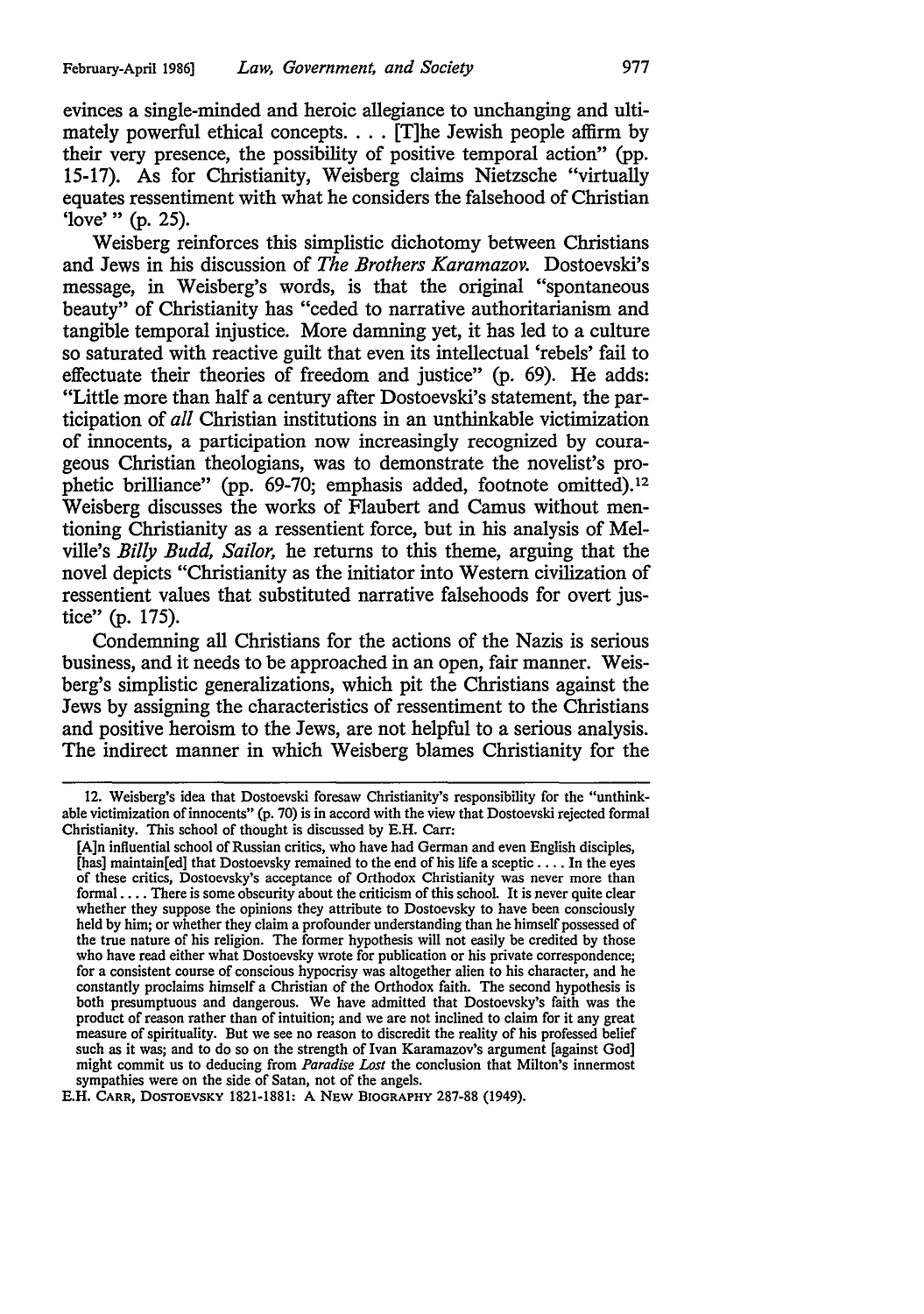evinces a single-minded and heroic allegiance to unchanging and ultimately powerful ethical concepts. . . . [T]he Jewish people affirm by their very presence, the possibility of positive temporal action" (pp. 15-17). As for Christianity, Weisberg claims Nietzsche "virtually equates ressentiment with what he considers the falsehood of Christian 'love' " (p. 25).

Weisberg reinforces this simplistic dichotomy between Christians and Jews in his discussion of *The Brothers Karamazov.* Dostoevski's message, in Weisberg's words, is that the original "spontaneous beauty" of Christianity has "ceded to narrative authoritarianism and tangible temporal injustice. More damning yet, it has led to a culture so saturated with reactive guilt that even its intellectual 'rebels' fail to effectuate their theories of freedom and justice" (p. 69). He adds: "Little more than half a century after Dostoevski's statement, the participation of *all* Christian institutions in an unthinkable victimization of innocents, a participation now increasingly recognized by courageous Christian theologians, was to demonstrate the novelist's prophetic brilliance" (pp. 69-70; emphasis added, footnote omitted).[12] Weisberg discusses the works of Flaubert and Camus without mentioning Christianity as a ressentient force, but in his analysis of Melville's *Billy Budd, Sailor,* he returns to this theme, arguing that the novel depicts "Christianity as the initiator into Western civilization of ressentient values that substituted narrative falsehoods for overt justice" (p. 175).

Condemning all Christians for the actions of the Nazis is serious business, and it needs to be approached in an open, fair manner. Weisberg's simplistic generalizations, which pit the Christians against the Jews by assigning the characteristics of ressentiment to the Christians and positive heroism to the Jews, are not helpful to a serious analysis. The indirect manner in which Weisberg blames Christianity for the

---

12. Weisberg's idea that Dostoevski foresaw Christianity's responsibility for the "unthinkable victimization of innocents" (p. 70) is in accord with the view that Dostoevski rejected formal Christianity. This school of thought is discussed by E.H. Carr:

> [A]n influential school of Russian critics, who have had German and even English disciples, [has] maintain[ed] that Dostoevsky remained to the end of his life a sceptic . . . . In the eyes of these critics, Dostoevsky's acceptance of Orthodox Christianity was never more than formal . . . . There is some obscurity about the criticism of this school. It is never quite clear whether they suppose the opinions they attribute to Dostoevsky to have been consciously held by him; or whether they claim a profounder understanding than he himself possessed of the true nature of his religion. The former hypothesis will not easily be credited by those who have read either what Dostoevsky wrote for publication or his private correspondence; for a consistent course of conscious hypocrisy was altogether alien to his character, and he constantly proclaims himself a Christian of the Orthodox faith. The second hypothesis is both presumptuous and dangerous. We have admitted that Dostoevsky's faith was the product of reason rather than of intuition; and we are not inclined to claim for it any great measure of spirituality. But we see no reason to discredit the reality of his professed belief such as it was; and to do so on the strength of Ivan Karamazov's argument [against God] might commit us to deducing from *Paradise Lost* the conclusion that Milton's innermost sympathies were on the side of Satan, not of the angels.

E.H. CARR, DOSTOEVSKY 1821-1881: A NEW BIOGRAPHY 287-88 (1949).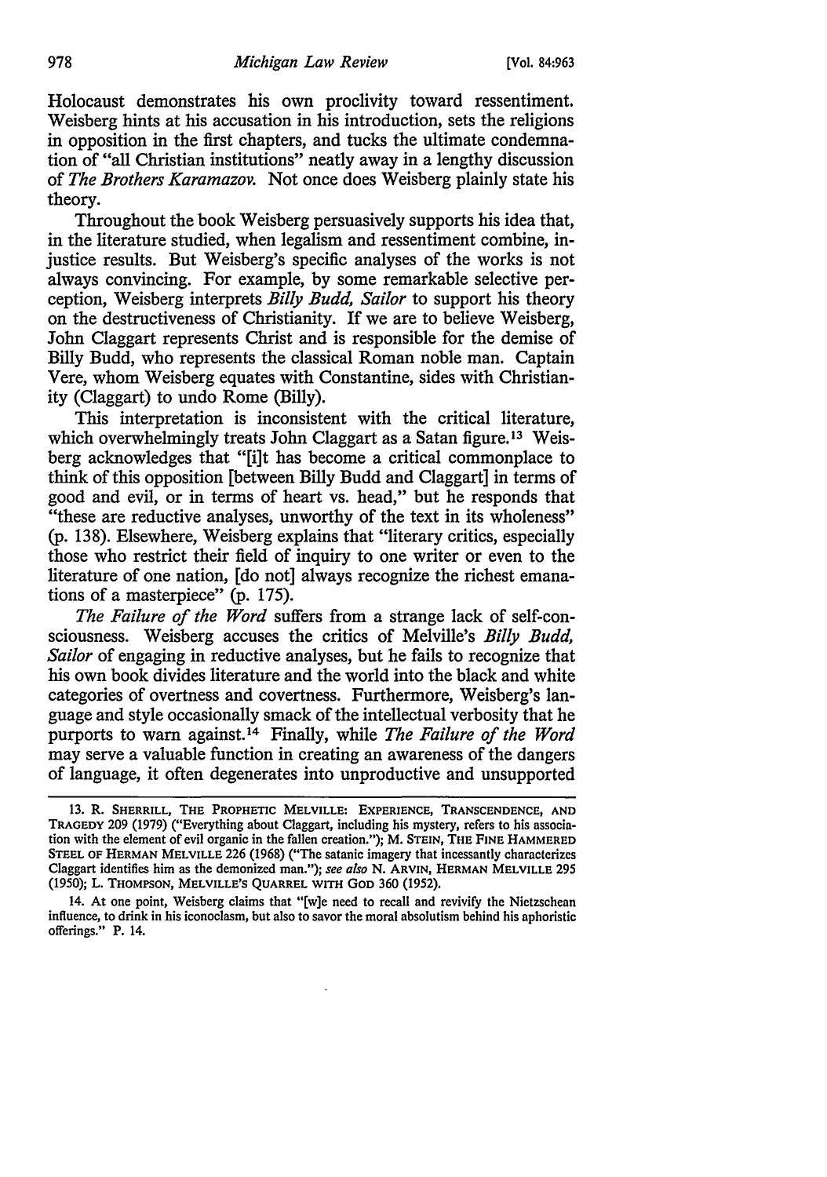Holocaust demonstrates his own proclivity toward ressentiment. Weisberg hints at his accusation in his introduction, sets the religions in opposition in the first chapters, and tucks the ultimate condemnation of "all Christian institutions" neatly away in a lengthy discussion of *The Brothers Karamazov*. Not once does Weisberg plainly state his theory.

Throughout the book Weisberg persuasively supports his idea that, in the literature studied, when legalism and ressentiment combine, injustice results. But Weisberg's specific analyses of the works is not always convincing. For example, by some remarkable selective perception, Weisberg interprets *Billy Budd, Sailor* to support his theory on the destructiveness of Christianity. If we are to believe Weisberg, John Claggart represents Christ and is responsible for the demise of Billy Budd, who represents the classical Roman noble man. Captain Vere, whom Weisberg equates with Constantine, sides with Christianity (Claggart) to undo Rome (Billy).

This interpretation is inconsistent with the critical literature, which overwhelmingly treats John Claggart as a Satan figure.[13] Weisberg acknowledges that "[i]t has become a critical commonplace to think of this opposition [between Billy Budd and Claggart] in terms of good and evil, or in terms of heart vs. head," but he responds that "these are reductive analyses, unworthy of the text in its wholeness" (p. 138). Elsewhere, Weisberg explains that "literary critics, especially those who restrict their field of inquiry to one writer or even to the literature of one nation, [do not] always recognize the richest emanations of a masterpiece" (p. 175).

*The Failure of the Word* suffers from a strange lack of self-consciousness. Weisberg accuses the critics of Melville's *Billy Budd, Sailor* of engaging in reductive analyses, but he fails to recognize that his own book divides literature and the world into the black and white categories of overtness and covertness. Furthermore, Weisberg's language and style occasionally smack of the intellectual verbosity that he purports to warn against.[14] Finally, while *The Failure of the Word* may serve a valuable function in creating an awareness of the dangers of language, it often degenerates into unproductive and unsupported

---

13. R. SHERRILL, THE PROPHETIC MELVILLE: EXPERIENCE, TRANSCENDENCE, AND TRAGEDY 209 (1979) ("Everything about Claggart, including his mystery, refers to his association with the element of evil organic in the fallen creation."); M. STEIN, THE FINE HAMMERED STEEL OF HERMAN MELVILLE 226 (1968) ("The satanic imagery that incessantly characterizes Claggart identifies him as the demonized man."); *see also* N. ARVIN, HERMAN MELVILLE 295 (1950); L. THOMPSON, MELVILLE'S QUARREL WITH GOD 360 (1952).

14. At one point, Weisberg claims that "[w]e need to recall and revivify the Nietzschean influence, to drink in his iconoclasm, but also to savor the moral absolutism behind his aphoristic offerings." P. 14.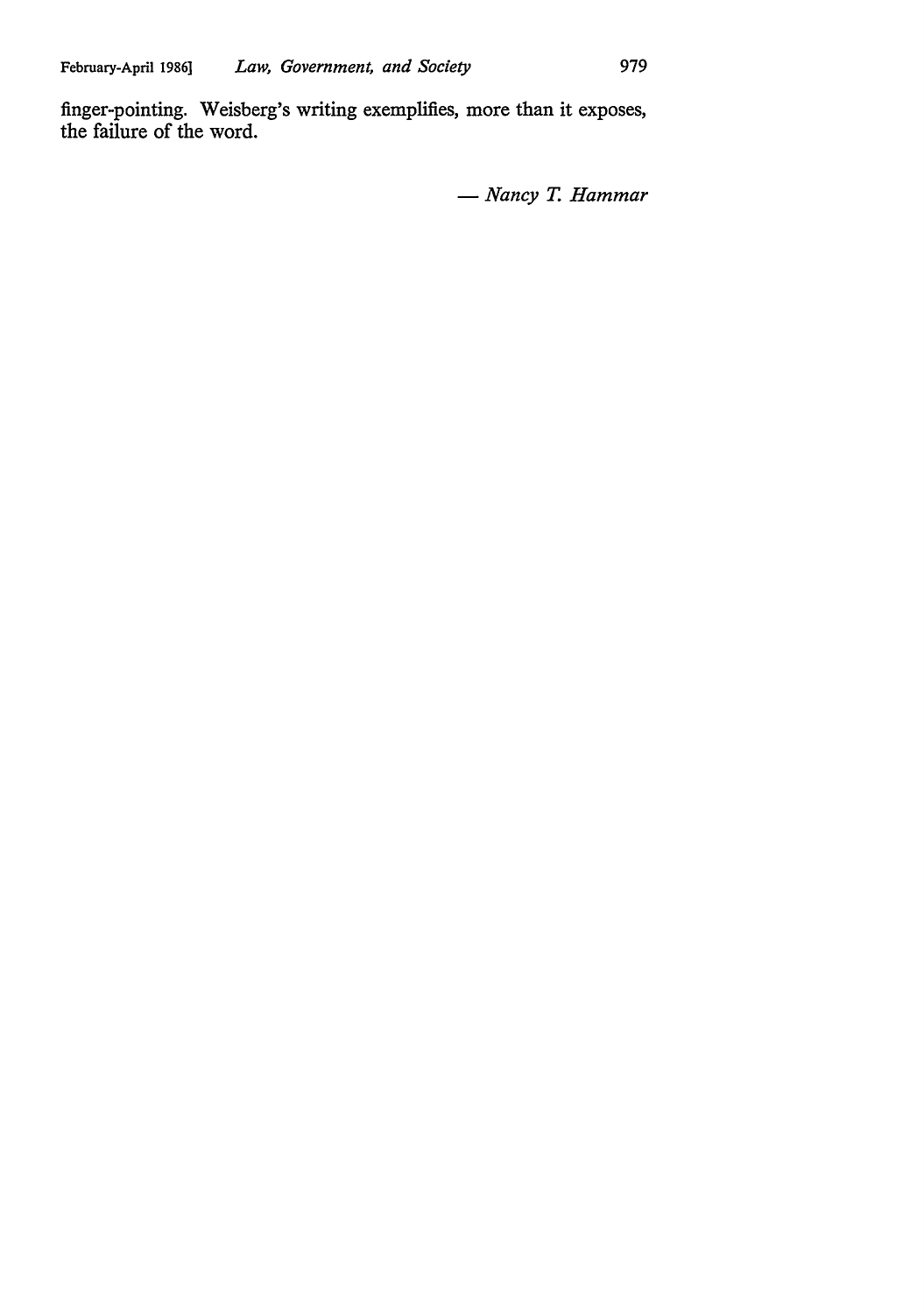finger-pointing. Weisberg's writing exemplifies, more than it exposes, the failure of the word.

— *Nancy T. Hammar*